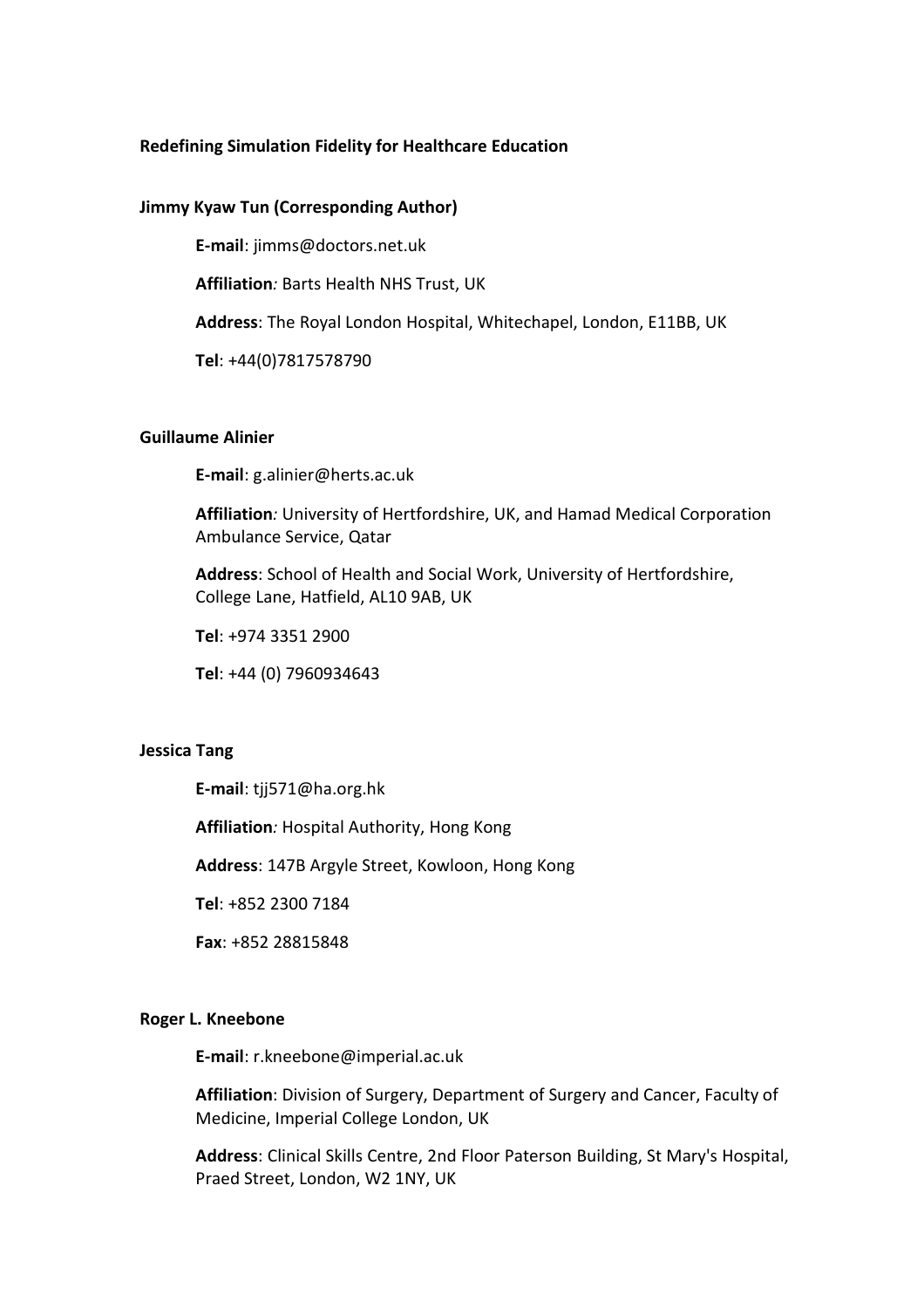**Redefining Simulation Fidelity for Healthcare Education**

**Jimmy Kyaw Tun (Corresponding Author)**

**E-mail**: jimms@doctors.net.uk

**Affiliation***:* Barts Health NHS Trust, UK

**Address**: The Royal London Hospital, Whitechapel, London, E11BB, UK

**Tel**: +44(0)7817578790

**Guillaume Alinier**

**E-mail**: g.alinier@herts.ac.uk

**Affiliation***:* University of Hertfordshire, UK, and Hamad Medical Corporation Ambulance Service, Qatar

**Address**: School of Health and Social Work, University of Hertfordshire, College Lane, Hatfield, AL10 9AB, UK

**Tel**: +974 3351 2900

**Tel**: +44 (0) 7960934643

**Jessica Tang**

**E-mail**: tjj571@ha.org.hk

**Affiliation***:* Hospital Authority, Hong Kong

**Address**: 147B Argyle Street, Kowloon, Hong Kong

**Tel**: +852 2300 7184

**Fax**: +852 28815848

**Roger L. Kneebone**

**E-mail**: r.kneebone@imperial.ac.uk

**Affiliation**: Division of Surgery, Department of Surgery and Cancer, Faculty of Medicine, Imperial College London, UK

**Address**: Clinical Skills Centre, 2nd Floor Paterson Building, St Mary's Hospital, Praed Street, London, W2 1NY, UK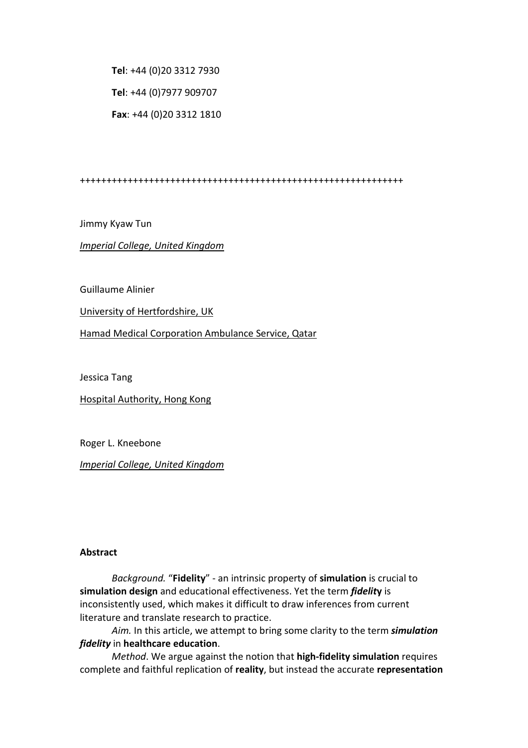**Tel**: +44 (0)20 3312 7930

**Tel**: +44 (0)7977 909707

**Fax**: +44 (0)20 3312 1810

++++++++++++++++++++++++++++++++++++++++++++++++++++++++++++++

Jimmy Kyaw Tun

*Imperial College, United Kingdom*

Guillaume Alinier

University of Hertfordshire, UK

Hamad Medical Corporation Ambulance Service, Qatar

Jessica Tang

Hospital Authority, Hong Kong

Roger L. Kneebone

*Imperial College, United Kingdom*

**Abstract**

*Background.* "**Fidelity**" - an intrinsic property of **simulation** is crucial to **simulation design** and educational effectiveness. Yet the term ***fidelity*** is inconsistently used, which makes it difficult to draw inferences from current literature and translate research to practice.

*Aim.* In this article, we attempt to bring some clarity to the term ***simulation fidelity*** in **healthcare education**.

*Method*. We argue against the notion that **high-fidelity simulation** requires complete and faithful replication of **reality**, but instead the accurate **representation**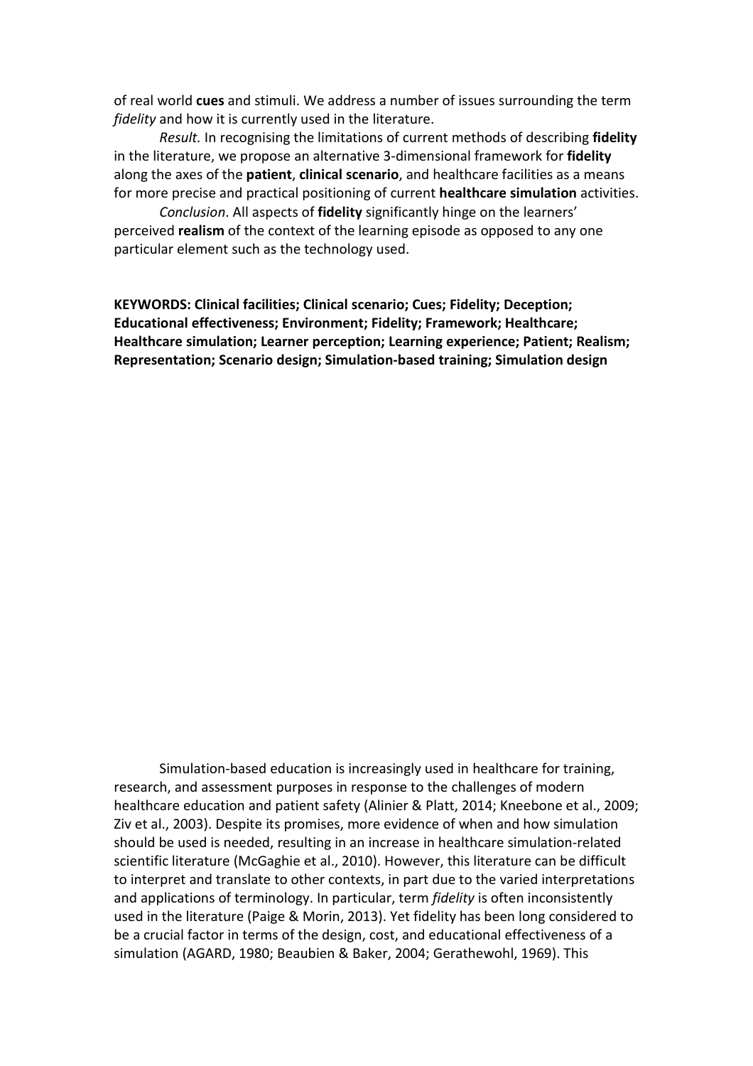of real world **cues** and stimuli. We address a number of issues surrounding the term *fidelity* and how it is currently used in the literature.

*Result.* In recognising the limitations of current methods of describing **fidelity** in the literature, we propose an alternative 3-dimensional framework for **fidelity** along the axes of the **patient**, **clinical scenario**, and healthcare facilities as a means for more precise and practical positioning of current **healthcare simulation** activities.

*Conclusion*. All aspects of **fidelity** significantly hinge on the learners' perceived **realism** of the context of the learning episode as opposed to any one particular element such as the technology used.

**KEYWORDS: Clinical facilities; Clinical scenario; Cues; Fidelity; Deception; Educational effectiveness; Environment; Fidelity; Framework; Healthcare; Healthcare simulation; Learner perception; Learning experience; Patient; Realism; Representation; Scenario design; Simulation-based training; Simulation design**

Simulation-based education is increasingly used in healthcare for training, research, and assessment purposes in response to the challenges of modern healthcare education and patient safety (Alinier & Platt, 2014; Kneebone et al., 2009; Ziv et al., 2003). Despite its promises, more evidence of when and how simulation should be used is needed, resulting in an increase in healthcare simulation-related scientific literature (McGaghie et al., 2010). However, this literature can be difficult to interpret and translate to other contexts, in part due to the varied interpretations and applications of terminology. In particular, term *fidelity* is often inconsistently used in the literature (Paige & Morin, 2013). Yet fidelity has been long considered to be a crucial factor in terms of the design, cost, and educational effectiveness of a simulation (AGARD, 1980; Beaubien & Baker, 2004; Gerathewohl, 1969). This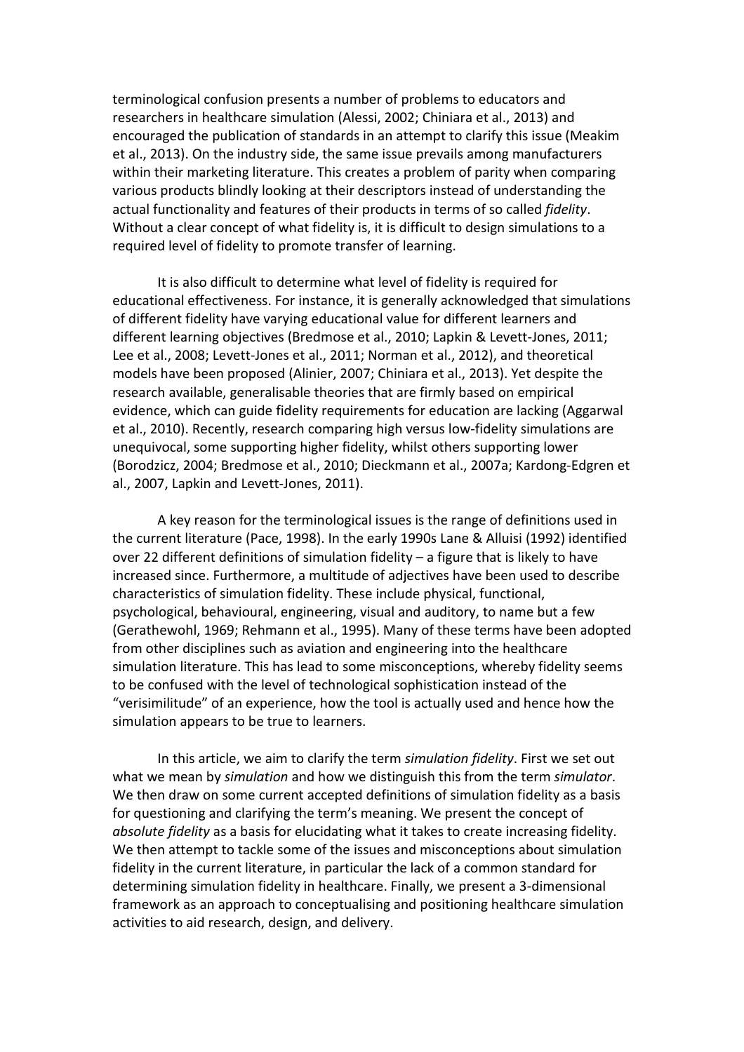terminological confusion presents a number of problems to educators and researchers in healthcare simulation (Alessi, 2002; Chiniara et al., 2013) and encouraged the publication of standards in an attempt to clarify this issue (Meakim et al., 2013). On the industry side, the same issue prevails among manufacturers within their marketing literature. This creates a problem of parity when comparing various products blindly looking at their descriptors instead of understanding the actual functionality and features of their products in terms of so called *fidelity*. Without a clear concept of what fidelity is, it is difficult to design simulations to a required level of fidelity to promote transfer of learning.

It is also difficult to determine what level of fidelity is required for educational effectiveness. For instance, it is generally acknowledged that simulations of different fidelity have varying educational value for different learners and different learning objectives (Bredmose et al., 2010; Lapkin & Levett-Jones, 2011; Lee et al., 2008; Levett-Jones et al., 2011; Norman et al., 2012), and theoretical models have been proposed (Alinier, 2007; Chiniara et al., 2013). Yet despite the research available, generalisable theories that are firmly based on empirical evidence, which can guide fidelity requirements for education are lacking (Aggarwal et al., 2010). Recently, research comparing high versus low-fidelity simulations are unequivocal, some supporting higher fidelity, whilst others supporting lower (Borodzicz, 2004; Bredmose et al., 2010; Dieckmann et al., 2007a; Kardong-Edgren et al., 2007, Lapkin and Levett-Jones, 2011).

A key reason for the terminological issues is the range of definitions used in the current literature (Pace, 1998). In the early 1990s Lane & Alluisi (1992) identified over 22 different definitions of simulation fidelity – a figure that is likely to have increased since. Furthermore, a multitude of adjectives have been used to describe characteristics of simulation fidelity. These include physical, functional, psychological, behavioural, engineering, visual and auditory, to name but a few (Gerathewohl, 1969; Rehmann et al., 1995). Many of these terms have been adopted from other disciplines such as aviation and engineering into the healthcare simulation literature. This has lead to some misconceptions, whereby fidelity seems to be confused with the level of technological sophistication instead of the "verisimilitude" of an experience, how the tool is actually used and hence how the simulation appears to be true to learners.

In this article, we aim to clarify the term *simulation fidelity*. First we set out what we mean by *simulation* and how we distinguish this from the term *simulator*. We then draw on some current accepted definitions of simulation fidelity as a basis for questioning and clarifying the term's meaning. We present the concept of *absolute fidelity* as a basis for elucidating what it takes to create increasing fidelity. We then attempt to tackle some of the issues and misconceptions about simulation fidelity in the current literature, in particular the lack of a common standard for determining simulation fidelity in healthcare. Finally, we present a 3-dimensional framework as an approach to conceptualising and positioning healthcare simulation activities to aid research, design, and delivery.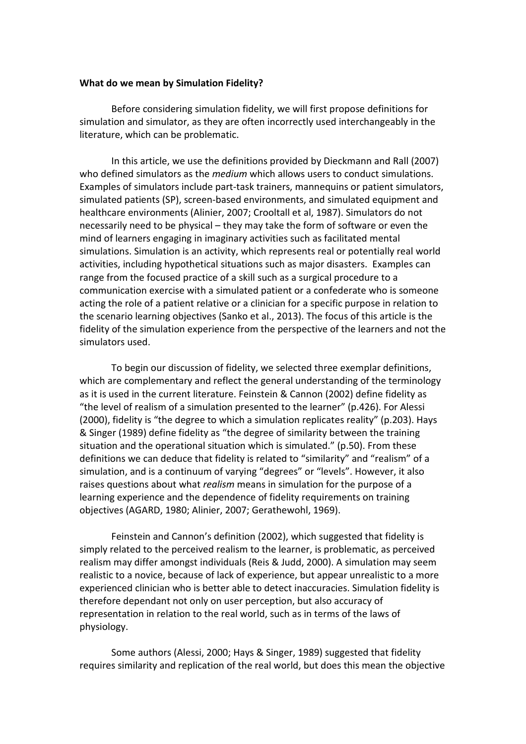**What do we mean by Simulation Fidelity?**

Before considering simulation fidelity, we will first propose definitions for simulation and simulator, as they are often incorrectly used interchangeably in the literature, which can be problematic.

In this article, we use the definitions provided by Dieckmann and Rall (2007) who defined simulators as the *medium* which allows users to conduct simulations. Examples of simulators include part-task trainers, mannequins or patient simulators, simulated patients (SP), screen-based environments, and simulated equipment and healthcare environments (Alinier, 2007; Crooltall et al, 1987). Simulators do not necessarily need to be physical – they may take the form of software or even the mind of learners engaging in imaginary activities such as facilitated mental simulations. Simulation is an activity, which represents real or potentially real world activities, including hypothetical situations such as major disasters. Examples can range from the focused practice of a skill such as a surgical procedure to a communication exercise with a simulated patient or a confederate who is someone acting the role of a patient relative or a clinician for a specific purpose in relation to the scenario learning objectives (Sanko et al., 2013). The focus of this article is the fidelity of the simulation experience from the perspective of the learners and not the simulators used.

To begin our discussion of fidelity, we selected three exemplar definitions, which are complementary and reflect the general understanding of the terminology as it is used in the current literature. Feinstein & Cannon (2002) define fidelity as "the level of realism of a simulation presented to the learner" (p.426). For Alessi (2000), fidelity is "the degree to which a simulation replicates reality" (p.203). Hays & Singer (1989) define fidelity as "the degree of similarity between the training situation and the operational situation which is simulated." (p.50). From these definitions we can deduce that fidelity is related to "similarity" and "realism" of a simulation, and is a continuum of varying "degrees" or "levels". However, it also raises questions about what *realism* means in simulation for the purpose of a learning experience and the dependence of fidelity requirements on training objectives (AGARD, 1980; Alinier, 2007; Gerathewohl, 1969).

Feinstein and Cannon's definition (2002), which suggested that fidelity is simply related to the perceived realism to the learner, is problematic, as perceived realism may differ amongst individuals (Reis & Judd, 2000). A simulation may seem realistic to a novice, because of lack of experience, but appear unrealistic to a more experienced clinician who is better able to detect inaccuracies. Simulation fidelity is therefore dependant not only on user perception, but also accuracy of representation in relation to the real world, such as in terms of the laws of physiology.

Some authors (Alessi, 2000; Hays & Singer, 1989) suggested that fidelity requires similarity and replication of the real world, but does this mean the objective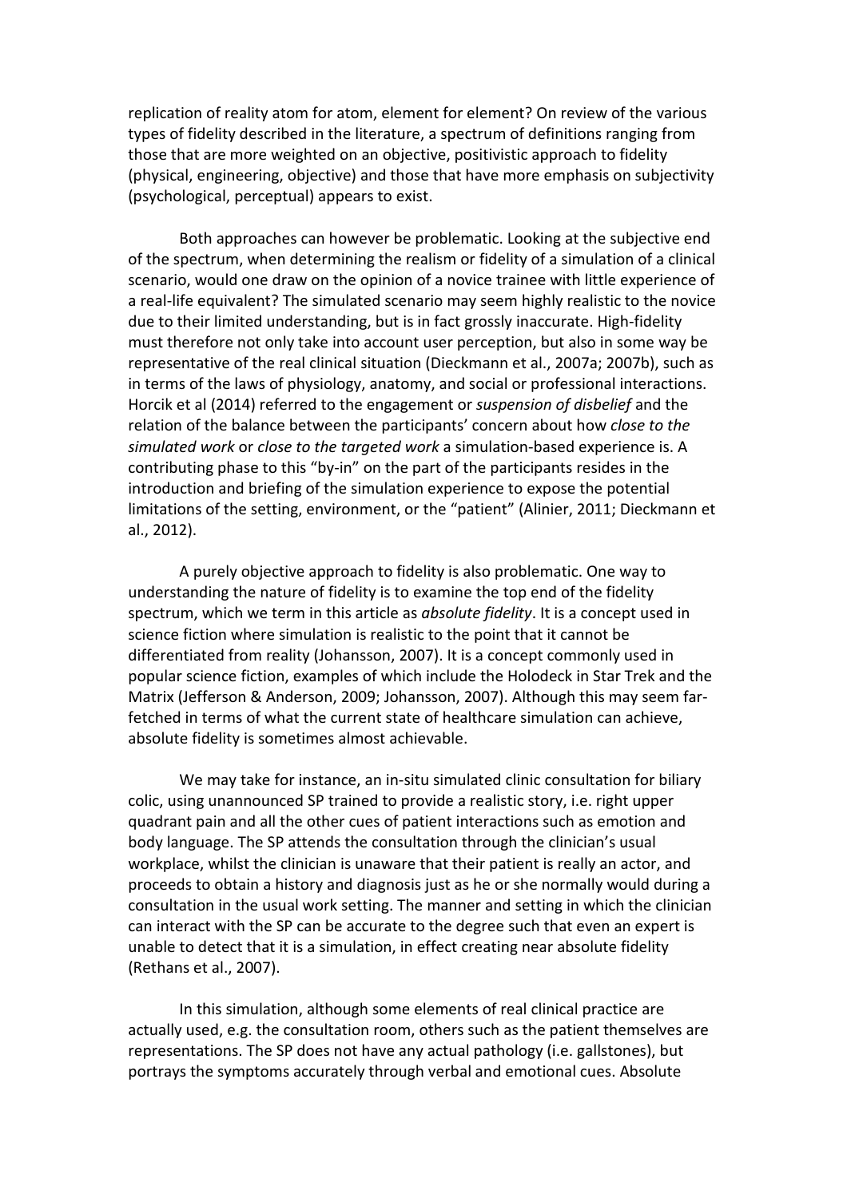replication of reality atom for atom, element for element? On review of the various types of fidelity described in the literature, a spectrum of definitions ranging from those that are more weighted on an objective, positivistic approach to fidelity (physical, engineering, objective) and those that have more emphasis on subjectivity (psychological, perceptual) appears to exist.

Both approaches can however be problematic. Looking at the subjective end of the spectrum, when determining the realism or fidelity of a simulation of a clinical scenario, would one draw on the opinion of a novice trainee with little experience of a real-life equivalent? The simulated scenario may seem highly realistic to the novice due to their limited understanding, but is in fact grossly inaccurate. High-fidelity must therefore not only take into account user perception, but also in some way be representative of the real clinical situation (Dieckmann et al., 2007a; 2007b), such as in terms of the laws of physiology, anatomy, and social or professional interactions. Horcik et al (2014) referred to the engagement or *suspension of disbelief* and the relation of the balance between the participants' concern about how *close to the simulated work* or *close to the targeted work* a simulation-based experience is. A contributing phase to this "by-in" on the part of the participants resides in the introduction and briefing of the simulation experience to expose the potential limitations of the setting, environment, or the "patient" (Alinier, 2011; Dieckmann et al., 2012).

A purely objective approach to fidelity is also problematic. One way to understanding the nature of fidelity is to examine the top end of the fidelity spectrum, which we term in this article as *absolute fidelity*. It is a concept used in science fiction where simulation is realistic to the point that it cannot be differentiated from reality (Johansson, 2007). It is a concept commonly used in popular science fiction, examples of which include the Holodeck in Star Trek and the Matrix (Jefferson & Anderson, 2009; Johansson, 2007). Although this may seem far-fetched in terms of what the current state of healthcare simulation can achieve, absolute fidelity is sometimes almost achievable.

We may take for instance, an in-situ simulated clinic consultation for biliary colic, using unannounced SP trained to provide a realistic story, i.e. right upper quadrant pain and all the other cues of patient interactions such as emotion and body language. The SP attends the consultation through the clinician's usual workplace, whilst the clinician is unaware that their patient is really an actor, and proceeds to obtain a history and diagnosis just as he or she normally would during a consultation in the usual work setting. The manner and setting in which the clinician can interact with the SP can be accurate to the degree such that even an expert is unable to detect that it is a simulation, in effect creating near absolute fidelity (Rethans et al., 2007).

In this simulation, although some elements of real clinical practice are actually used, e.g. the consultation room, others such as the patient themselves are representations. The SP does not have any actual pathology (i.e. gallstones), but portrays the symptoms accurately through verbal and emotional cues. Absolute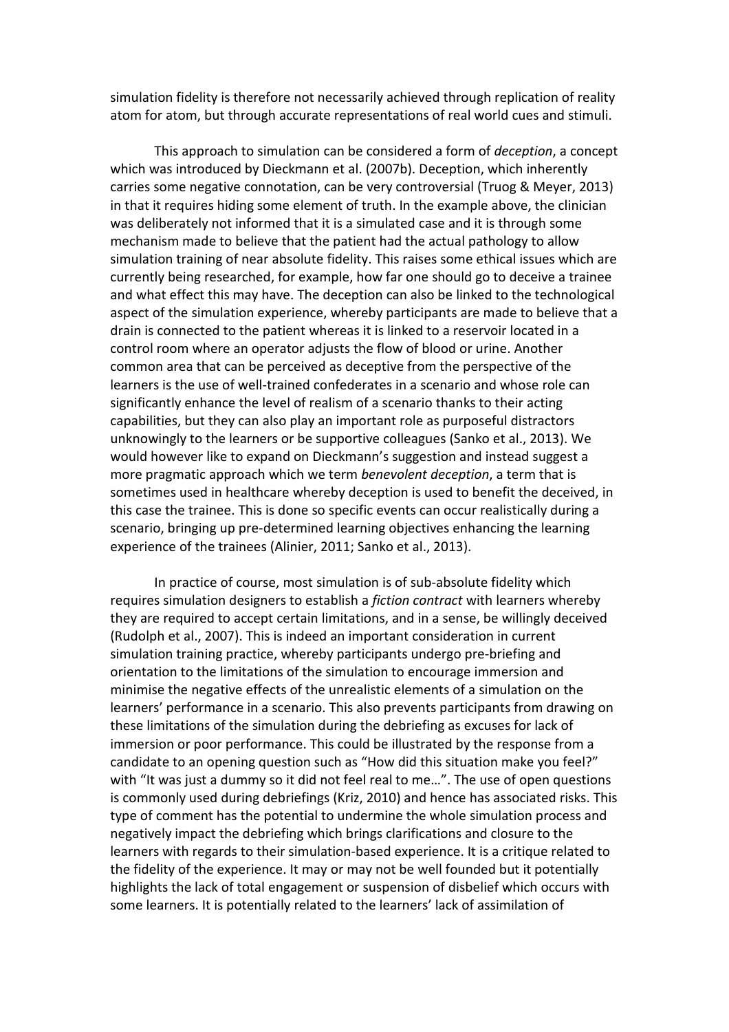simulation fidelity is therefore not necessarily achieved through replication of reality atom for atom, but through accurate representations of real world cues and stimuli.

This approach to simulation can be considered a form of *deception*, a concept which was introduced by Dieckmann et al. (2007b). Deception, which inherently carries some negative connotation, can be very controversial (Truog & Meyer, 2013) in that it requires hiding some element of truth. In the example above, the clinician was deliberately not informed that it is a simulated case and it is through some mechanism made to believe that the patient had the actual pathology to allow simulation training of near absolute fidelity. This raises some ethical issues which are currently being researched, for example, how far one should go to deceive a trainee and what effect this may have. The deception can also be linked to the technological aspect of the simulation experience, whereby participants are made to believe that a drain is connected to the patient whereas it is linked to a reservoir located in a control room where an operator adjusts the flow of blood or urine. Another common area that can be perceived as deceptive from the perspective of the learners is the use of well-trained confederates in a scenario and whose role can significantly enhance the level of realism of a scenario thanks to their acting capabilities, but they can also play an important role as purposeful distractors unknowingly to the learners or be supportive colleagues (Sanko et al., 2013). We would however like to expand on Dieckmann's suggestion and instead suggest a more pragmatic approach which we term *benevolent deception*, a term that is sometimes used in healthcare whereby deception is used to benefit the deceived, in this case the trainee. This is done so specific events can occur realistically during a scenario, bringing up pre-determined learning objectives enhancing the learning experience of the trainees (Alinier, 2011; Sanko et al., 2013).

In practice of course, most simulation is of sub-absolute fidelity which requires simulation designers to establish a *fiction contract* with learners whereby they are required to accept certain limitations, and in a sense, be willingly deceived (Rudolph et al., 2007). This is indeed an important consideration in current simulation training practice, whereby participants undergo pre-briefing and orientation to the limitations of the simulation to encourage immersion and minimise the negative effects of the unrealistic elements of a simulation on the learners' performance in a scenario. This also prevents participants from drawing on these limitations of the simulation during the debriefing as excuses for lack of immersion or poor performance. This could be illustrated by the response from a candidate to an opening question such as "How did this situation make you feel?" with "It was just a dummy so it did not feel real to me…". The use of open questions is commonly used during debriefings (Kriz, 2010) and hence has associated risks. This type of comment has the potential to undermine the whole simulation process and negatively impact the debriefing which brings clarifications and closure to the learners with regards to their simulation-based experience. It is a critique related to the fidelity of the experience. It may or may not be well founded but it potentially highlights the lack of total engagement or suspension of disbelief which occurs with some learners. It is potentially related to the learners' lack of assimilation of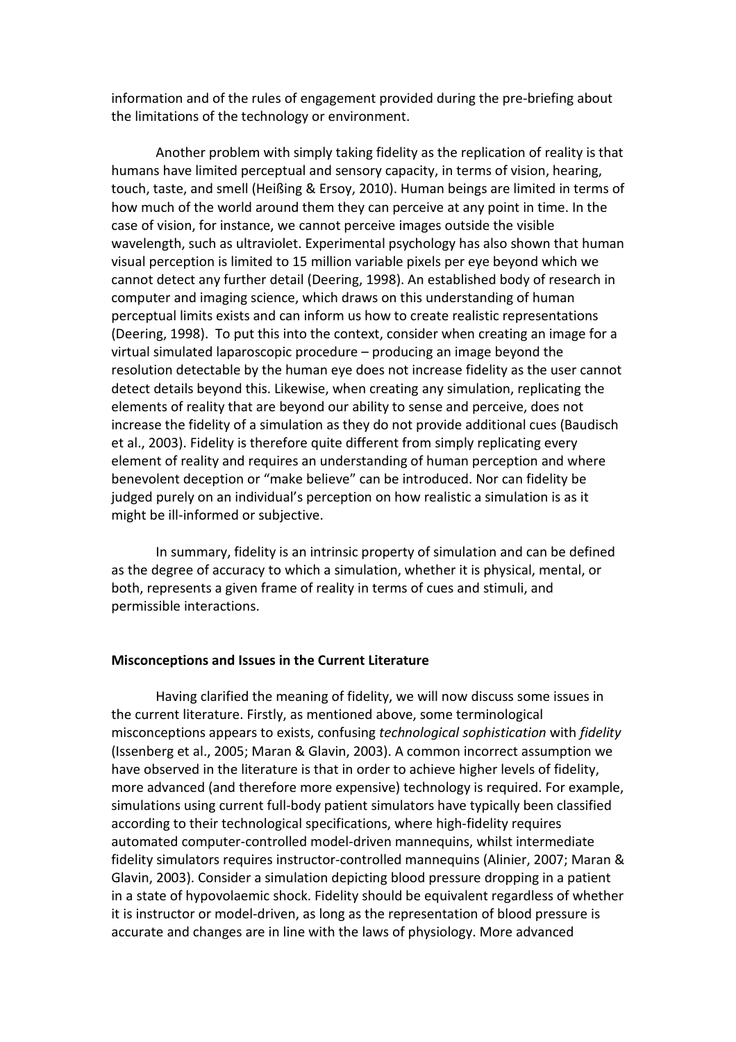information and of the rules of engagement provided during the pre-briefing about the limitations of the technology or environment.

Another problem with simply taking fidelity as the replication of reality is that humans have limited perceptual and sensory capacity, in terms of vision, hearing, touch, taste, and smell (Heißing & Ersoy, 2010). Human beings are limited in terms of how much of the world around them they can perceive at any point in time. In the case of vision, for instance, we cannot perceive images outside the visible wavelength, such as ultraviolet. Experimental psychology has also shown that human visual perception is limited to 15 million variable pixels per eye beyond which we cannot detect any further detail (Deering, 1998). An established body of research in computer and imaging science, which draws on this understanding of human perceptual limits exists and can inform us how to create realistic representations (Deering, 1998). To put this into the context, consider when creating an image for a virtual simulated laparoscopic procedure – producing an image beyond the resolution detectable by the human eye does not increase fidelity as the user cannot detect details beyond this. Likewise, when creating any simulation, replicating the elements of reality that are beyond our ability to sense and perceive, does not increase the fidelity of a simulation as they do not provide additional cues (Baudisch et al., 2003). Fidelity is therefore quite different from simply replicating every element of reality and requires an understanding of human perception and where benevolent deception or "make believe" can be introduced. Nor can fidelity be judged purely on an individual's perception on how realistic a simulation is as it might be ill-informed or subjective.

In summary, fidelity is an intrinsic property of simulation and can be defined as the degree of accuracy to which a simulation, whether it is physical, mental, or both, represents a given frame of reality in terms of cues and stimuli, and permissible interactions.

**Misconceptions and Issues in the Current Literature**

Having clarified the meaning of fidelity, we will now discuss some issues in the current literature. Firstly, as mentioned above, some terminological misconceptions appears to exists, confusing *technological sophistication* with *fidelity* (Issenberg et al., 2005; Maran & Glavin, 2003). A common incorrect assumption we have observed in the literature is that in order to achieve higher levels of fidelity, more advanced (and therefore more expensive) technology is required. For example, simulations using current full-body patient simulators have typically been classified according to their technological specifications, where high-fidelity requires automated computer-controlled model-driven mannequins, whilst intermediate fidelity simulators requires instructor-controlled mannequins (Alinier, 2007; Maran & Glavin, 2003). Consider a simulation depicting blood pressure dropping in a patient in a state of hypovolaemic shock. Fidelity should be equivalent regardless of whether it is instructor or model-driven, as long as the representation of blood pressure is accurate and changes are in line with the laws of physiology. More advanced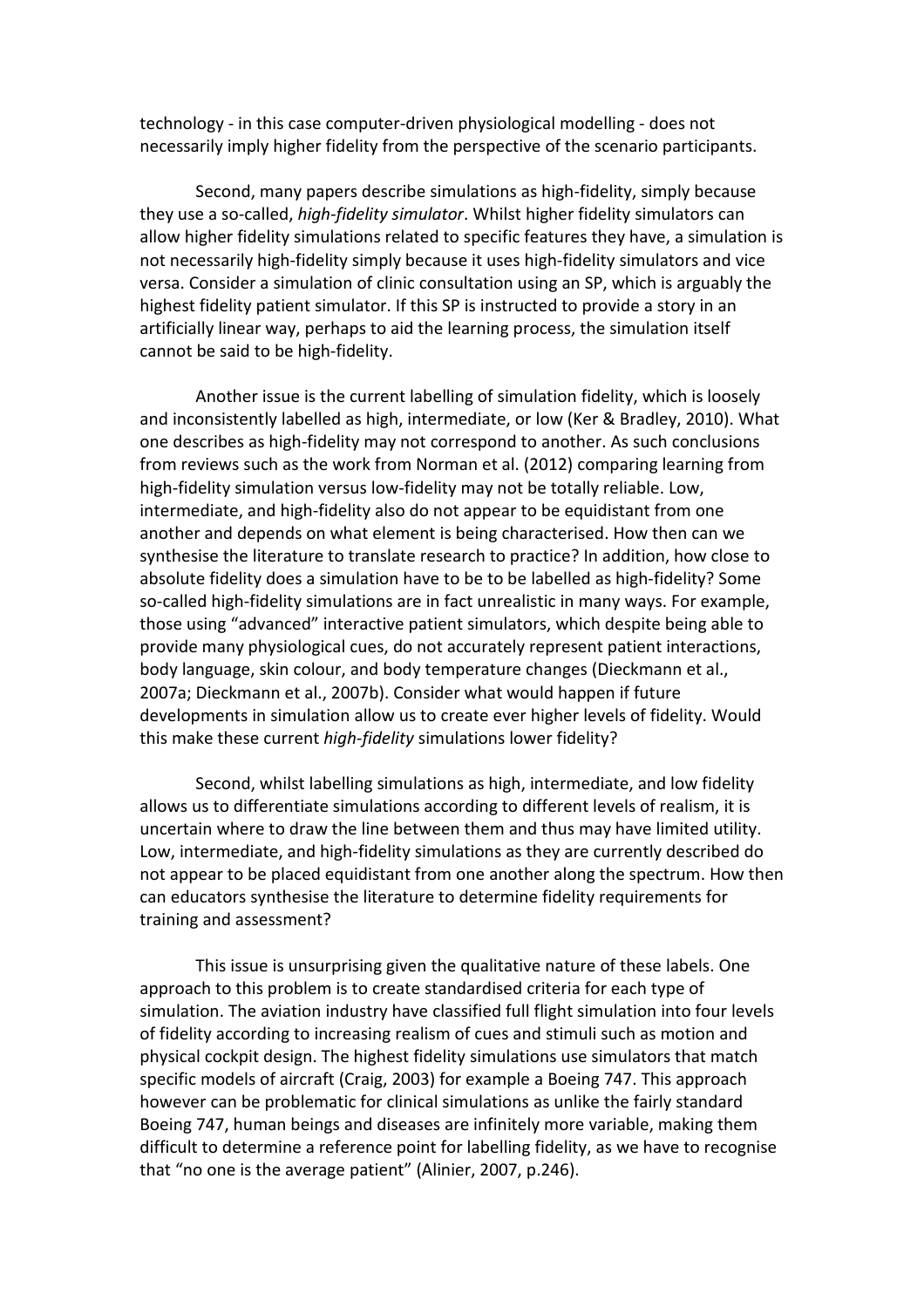technology - in this case computer-driven physiological modelling - does not necessarily imply higher fidelity from the perspective of the scenario participants.

Second, many papers describe simulations as high-fidelity, simply because they use a so-called, *high-fidelity simulator*. Whilst higher fidelity simulators can allow higher fidelity simulations related to specific features they have, a simulation is not necessarily high-fidelity simply because it uses high-fidelity simulators and vice versa. Consider a simulation of clinic consultation using an SP, which is arguably the highest fidelity patient simulator. If this SP is instructed to provide a story in an artificially linear way, perhaps to aid the learning process, the simulation itself cannot be said to be high-fidelity.

Another issue is the current labelling of simulation fidelity, which is loosely and inconsistently labelled as high, intermediate, or low (Ker & Bradley, 2010). What one describes as high-fidelity may not correspond to another. As such conclusions from reviews such as the work from Norman et al. (2012) comparing learning from high-fidelity simulation versus low-fidelity may not be totally reliable. Low, intermediate, and high-fidelity also do not appear to be equidistant from one another and depends on what element is being characterised. How then can we synthesise the literature to translate research to practice? In addition, how close to absolute fidelity does a simulation have to be to be labelled as high-fidelity? Some so-called high-fidelity simulations are in fact unrealistic in many ways. For example, those using "advanced" interactive patient simulators, which despite being able to provide many physiological cues, do not accurately represent patient interactions, body language, skin colour, and body temperature changes (Dieckmann et al., 2007a; Dieckmann et al., 2007b). Consider what would happen if future developments in simulation allow us to create ever higher levels of fidelity. Would this make these current *high-fidelity* simulations lower fidelity?

Second, whilst labelling simulations as high, intermediate, and low fidelity allows us to differentiate simulations according to different levels of realism, it is uncertain where to draw the line between them and thus may have limited utility. Low, intermediate, and high-fidelity simulations as they are currently described do not appear to be placed equidistant from one another along the spectrum. How then can educators synthesise the literature to determine fidelity requirements for training and assessment?

This issue is unsurprising given the qualitative nature of these labels. One approach to this problem is to create standardised criteria for each type of simulation. The aviation industry have classified full flight simulation into four levels of fidelity according to increasing realism of cues and stimuli such as motion and physical cockpit design. The highest fidelity simulations use simulators that match specific models of aircraft (Craig, 2003) for example a Boeing 747. This approach however can be problematic for clinical simulations as unlike the fairly standard Boeing 747, human beings and diseases are infinitely more variable, making them difficult to determine a reference point for labelling fidelity, as we have to recognise that "no one is the average patient" (Alinier, 2007, p.246).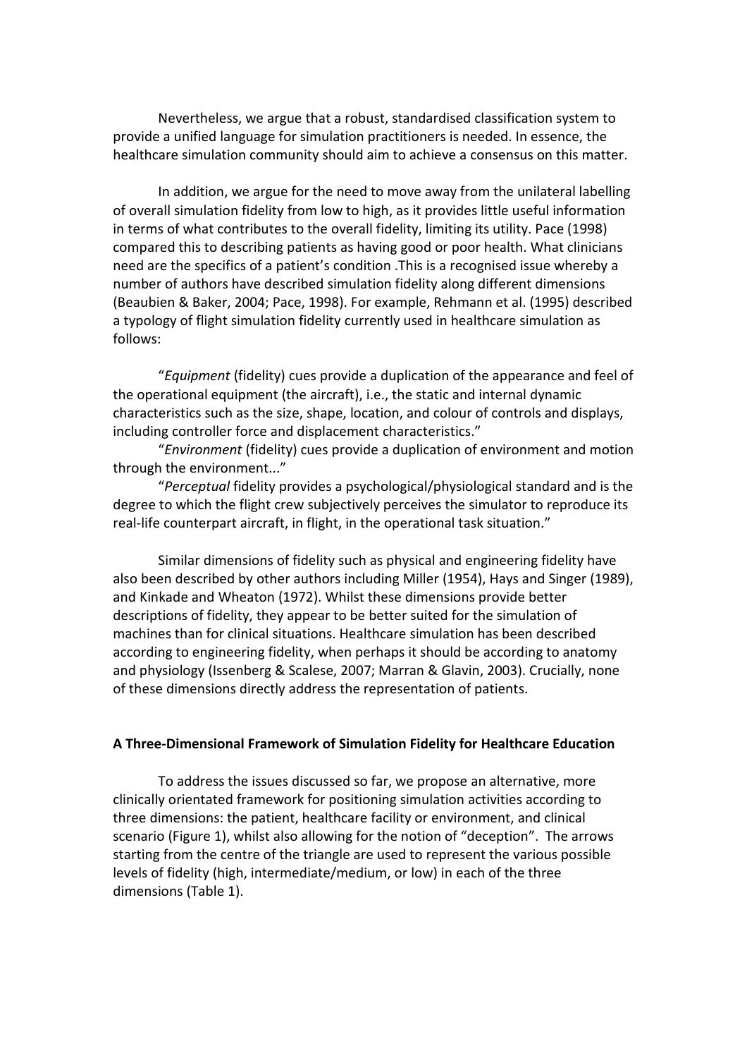Nevertheless, we argue that a robust, standardised classification system to provide a unified language for simulation practitioners is needed. In essence, the healthcare simulation community should aim to achieve a consensus on this matter.

In addition, we argue for the need to move away from the unilateral labelling of overall simulation fidelity from low to high, as it provides little useful information in terms of what contributes to the overall fidelity, limiting its utility. Pace (1998) compared this to describing patients as having good or poor health. What clinicians need are the specifics of a patient's condition .This is a recognised issue whereby a number of authors have described simulation fidelity along different dimensions (Beaubien & Baker, 2004; Pace, 1998). For example, Rehmann et al. (1995) described a typology of flight simulation fidelity currently used in healthcare simulation as follows:

"*Equipment* (fidelity) cues provide a duplication of the appearance and feel of the operational equipment (the aircraft), i.e., the static and internal dynamic characteristics such as the size, shape, location, and colour of controls and displays, including controller force and displacement characteristics."

"*Environment* (fidelity) cues provide a duplication of environment and motion through the environment..."

"*Perceptual* fidelity provides a psychological/physiological standard and is the degree to which the flight crew subjectively perceives the simulator to reproduce its real-life counterpart aircraft, in flight, in the operational task situation."

Similar dimensions of fidelity such as physical and engineering fidelity have also been described by other authors including Miller (1954), Hays and Singer (1989), and Kinkade and Wheaton (1972). Whilst these dimensions provide better descriptions of fidelity, they appear to be better suited for the simulation of machines than for clinical situations. Healthcare simulation has been described according to engineering fidelity, when perhaps it should be according to anatomy and physiology (Issenberg & Scalese, 2007; Marran & Glavin, 2003). Crucially, none of these dimensions directly address the representation of patients.

## A Three-Dimensional Framework of Simulation Fidelity for Healthcare Education

To address the issues discussed so far, we propose an alternative, more clinically orientated framework for positioning simulation activities according to three dimensions: the patient, healthcare facility or environment, and clinical scenario (Figure 1), whilst also allowing for the notion of "deception". The arrows starting from the centre of the triangle are used to represent the various possible levels of fidelity (high, intermediate/medium, or low) in each of the three dimensions (Table 1).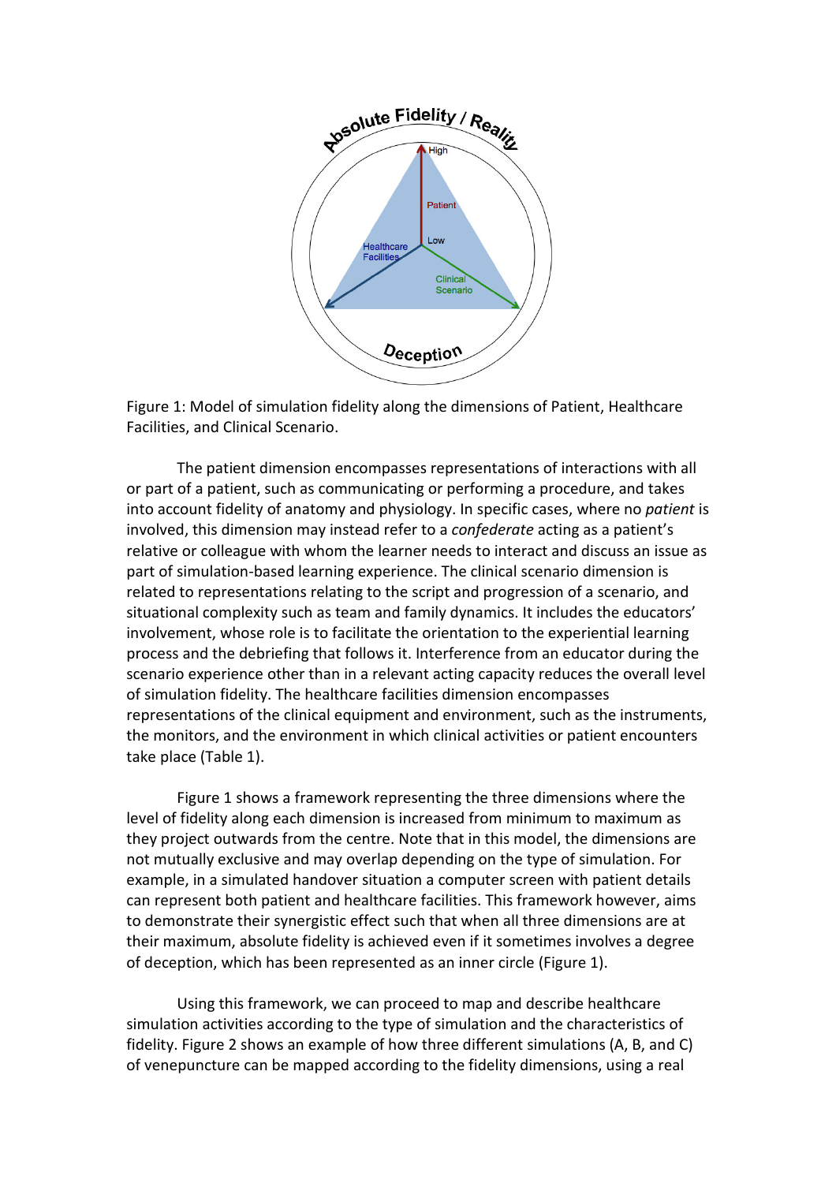Figure 1: Model of simulation fidelity along the dimensions of Patient, Healthcare Facilities, and Clinical Scenario.

The patient dimension encompasses representations of interactions with all or part of a patient, such as communicating or performing a procedure, and takes into account fidelity of anatomy and physiology. In specific cases, where no *patient* is involved, this dimension may instead refer to a *confederate* acting as a patient's relative or colleague with whom the learner needs to interact and discuss an issue as part of simulation-based learning experience. The clinical scenario dimension is related to representations relating to the script and progression of a scenario, and situational complexity such as team and family dynamics. It includes the educators' involvement, whose role is to facilitate the orientation to the experiential learning process and the debriefing that follows it. Interference from an educator during the scenario experience other than in a relevant acting capacity reduces the overall level of simulation fidelity. The healthcare facilities dimension encompasses representations of the clinical equipment and environment, such as the instruments, the monitors, and the environment in which clinical activities or patient encounters take place (Table 1).

Figure 1 shows a framework representing the three dimensions where the level of fidelity along each dimension is increased from minimum to maximum as they project outwards from the centre. Note that in this model, the dimensions are not mutually exclusive and may overlap depending on the type of simulation. For example, in a simulated handover situation a computer screen with patient details can represent both patient and healthcare facilities. This framework however, aims to demonstrate their synergistic effect such that when all three dimensions are at their maximum, absolute fidelity is achieved even if it sometimes involves a degree of deception, which has been represented as an inner circle (Figure 1).

Using this framework, we can proceed to map and describe healthcare simulation activities according to the type of simulation and the characteristics of fidelity. Figure 2 shows an example of how three different simulations (A, B, and C) of venepuncture can be mapped according to the fidelity dimensions, using a real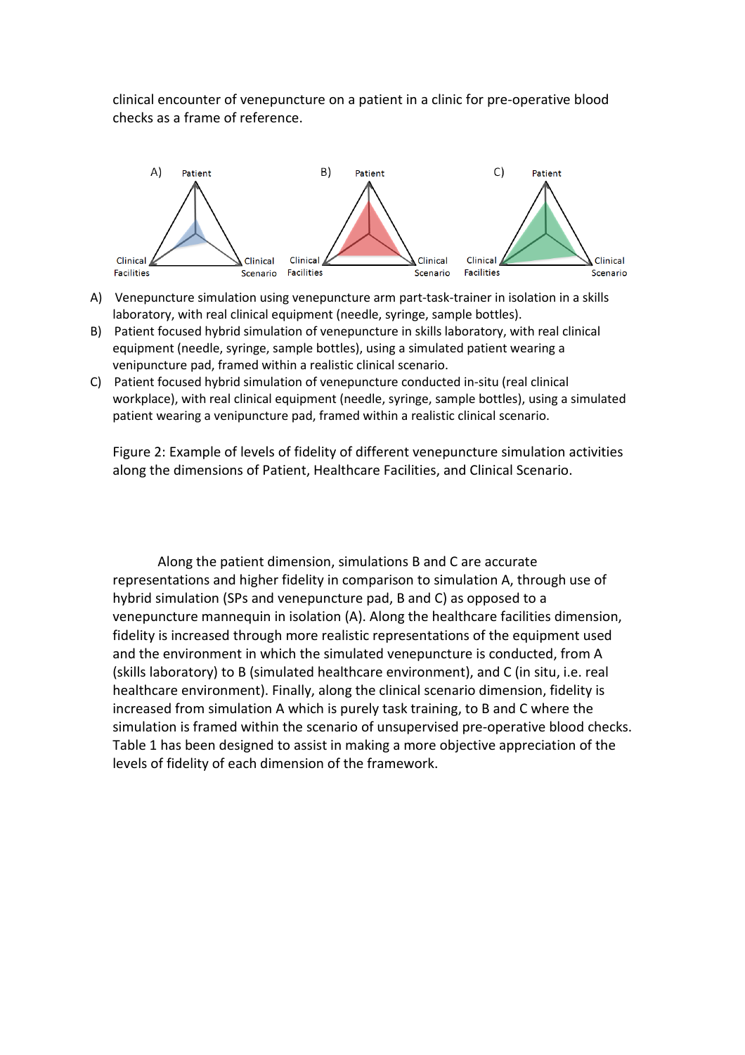clinical encounter of venepuncture on a patient in a clinic for pre-operative blood checks as a frame of reference.

A) Venepuncture simulation using venepuncture arm part-task-trainer in isolation in a skills laboratory, with real clinical equipment (needle, syringe, sample bottles).

B) Patient focused hybrid simulation of venepuncture in skills laboratory, with real clinical equipment (needle, syringe, sample bottles), using a simulated patient wearing a venipuncture pad, framed within a realistic clinical scenario.

C) Patient focused hybrid simulation of venepuncture conducted in-situ (real clinical workplace), with real clinical equipment (needle, syringe, sample bottles), using a simulated patient wearing a venipuncture pad, framed within a realistic clinical scenario.

Figure 2: Example of levels of fidelity of different venepuncture simulation activities along the dimensions of Patient, Healthcare Facilities, and Clinical Scenario.

Along the patient dimension, simulations B and C are accurate representations and higher fidelity in comparison to simulation A, through use of hybrid simulation (SPs and venepuncture pad, B and C) as opposed to a venepuncture mannequin in isolation (A). Along the healthcare facilities dimension, fidelity is increased through more realistic representations of the equipment used and the environment in which the simulated venepuncture is conducted, from A (skills laboratory) to B (simulated healthcare environment), and C (in situ, i.e. real healthcare environment). Finally, along the clinical scenario dimension, fidelity is increased from simulation A which is purely task training, to B and C where the simulation is framed within the scenario of unsupervised pre-operative blood checks. Table 1 has been designed to assist in making a more objective appreciation of the levels of fidelity of each dimension of the framework.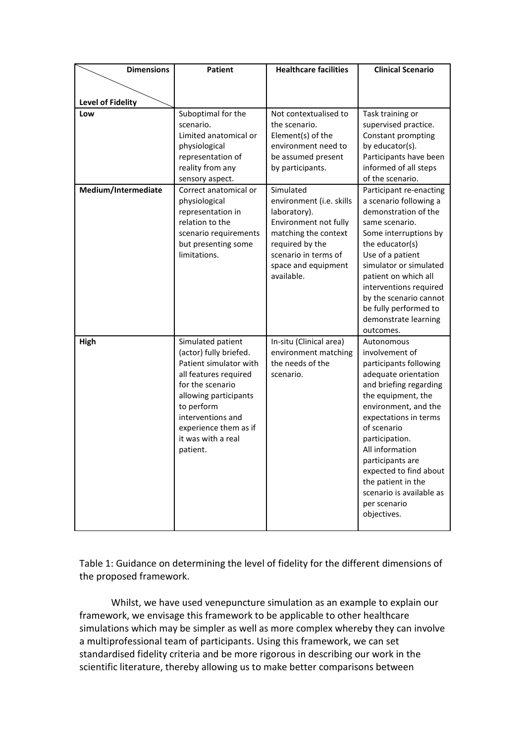| Dimensions / Level of Fidelity | Patient | Healthcare facilities | Clinical Scenario |
|---|---|---|---|
| **Low** | Suboptimal for the scenario. Limited anatomical or physiological representation of reality from any sensory aspect. | Not contextualised to the scenario. Element(s) of the environment need to be assumed present by participants. | Task training or supervised practice. Constant prompting by educator(s). Participants have been informed of all steps of the scenario. |
| **Medium/Intermediate** | Correct anatomical or physiological representation in relation to the scenario requirements but presenting some limitations. | Simulated environment (i.e. skills laboratory). Environment not fully matching the context required by the scenario in terms of space and equipment available. | Participant re-enacting a scenario following a demonstration of the same scenario. Some interruptions by the educator(s) Use of a patient simulator or simulated patient on which all interventions required by the scenario cannot be fully performed to demonstrate learning outcomes. |
| **High** | Simulated patient (actor) fully briefed. Patient simulator with all features required for the scenario allowing participants to perform interventions and experience them as if it was with a real patient. | In-situ (Clinical area) environment matching the needs of the scenario. | Autonomous involvement of participants following adequate orientation and briefing regarding the equipment, the environment, and the expectations in terms of scenario participation. All information participants are expected to find about the patient in the scenario is available as per scenario objectives. |

Table 1: Guidance on determining the level of fidelity for the different dimensions of the proposed framework.

Whilst, we have used venepuncture simulation as an example to explain our framework, we envisage this framework to be applicable to other healthcare simulations which may be simpler as well as more complex whereby they can involve a multiprofessional team of participants. Using this framework, we can set standardised fidelity criteria and be more rigorous in describing our work in the scientific literature, thereby allowing us to make better comparisons between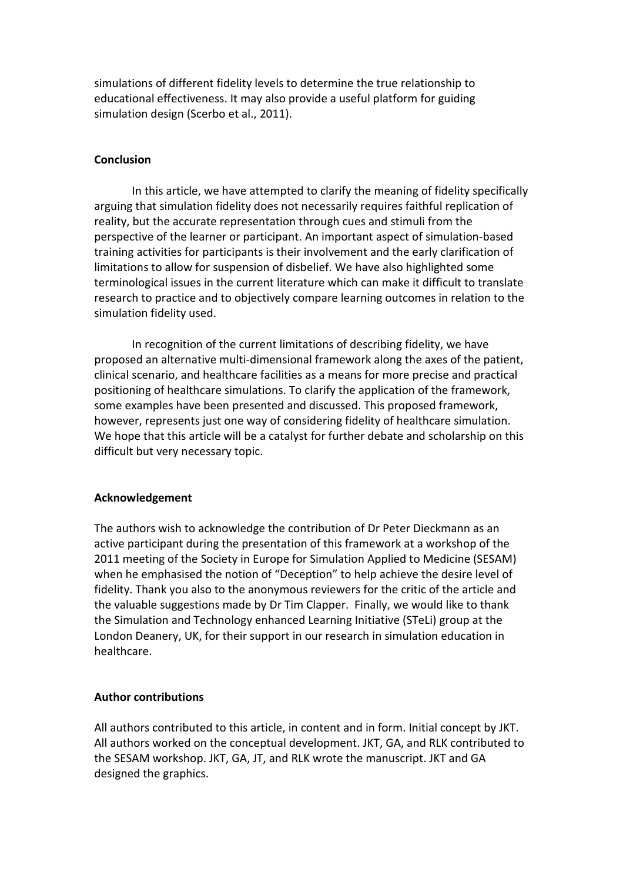simulations of different fidelity levels to determine the true relationship to educational effectiveness. It may also provide a useful platform for guiding simulation design (Scerbo et al., 2011).

## Conclusion

In this article, we have attempted to clarify the meaning of fidelity specifically arguing that simulation fidelity does not necessarily requires faithful replication of reality, but the accurate representation through cues and stimuli from the perspective of the learner or participant. An important aspect of simulation-based training activities for participants is their involvement and the early clarification of limitations to allow for suspension of disbelief. We have also highlighted some terminological issues in the current literature which can make it difficult to translate research to practice and to objectively compare learning outcomes in relation to the simulation fidelity used.

In recognition of the current limitations of describing fidelity, we have proposed an alternative multi-dimensional framework along the axes of the patient, clinical scenario, and healthcare facilities as a means for more precise and practical positioning of healthcare simulations. To clarify the application of the framework, some examples have been presented and discussed. This proposed framework, however, represents just one way of considering fidelity of healthcare simulation. We hope that this article will be a catalyst for further debate and scholarship on this difficult but very necessary topic.

## Acknowledgement

The authors wish to acknowledge the contribution of Dr Peter Dieckmann as an active participant during the presentation of this framework at a workshop of the 2011 meeting of the Society in Europe for Simulation Applied to Medicine (SESAM) when he emphasised the notion of "Deception" to help achieve the desire level of fidelity. Thank you also to the anonymous reviewers for the critic of the article and the valuable suggestions made by Dr Tim Clapper. Finally, we would like to thank the Simulation and Technology enhanced Learning Initiative (STeLi) group at the London Deanery, UK, for their support in our research in simulation education in healthcare.

## Author contributions

All authors contributed to this article, in content and in form. Initial concept by JKT. All authors worked on the conceptual development. JKT, GA, and RLK contributed to the SESAM workshop. JKT, GA, JT, and RLK wrote the manuscript. JKT and GA designed the graphics.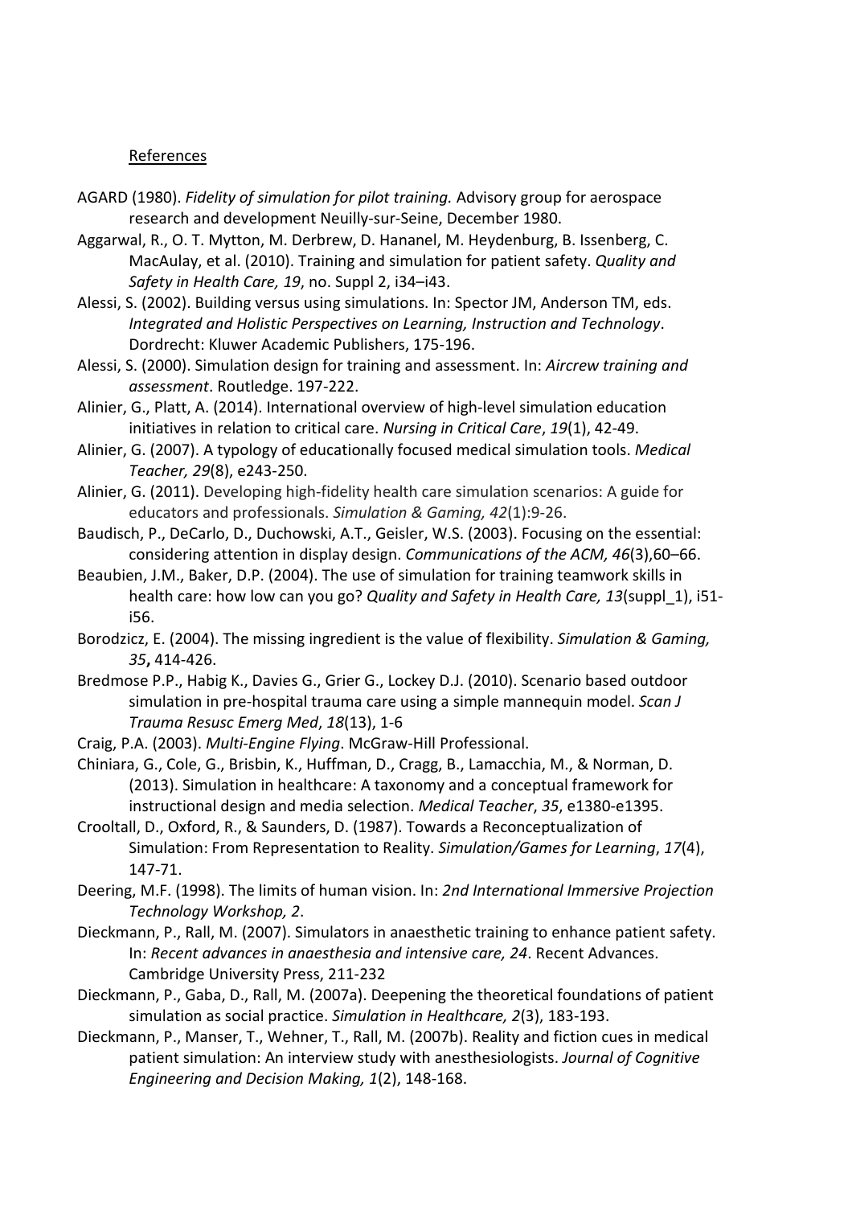## References

AGARD (1980). *Fidelity of simulation for pilot training.* Advisory group for aerospace research and development Neuilly-sur-Seine, December 1980.

Aggarwal, R., O. T. Mytton, M. Derbrew, D. Hananel, M. Heydenburg, B. Issenberg, C. MacAulay, et al. (2010). Training and simulation for patient safety. *Quality and Safety in Health Care, 19*, no. Suppl 2, i34–i43.

Alessi, S. (2002). Building versus using simulations. In: Spector JM, Anderson TM, eds. *Integrated and Holistic Perspectives on Learning, Instruction and Technology*. Dordrecht: Kluwer Academic Publishers, 175-196.

Alessi, S. (2000). Simulation design for training and assessment. In: *Aircrew training and assessment*. Routledge. 197-222.

Alinier, G., Platt, A. (2014). International overview of high-level simulation education initiatives in relation to critical care. *Nursing in Critical Care*, *19*(1), 42-49.

Alinier, G. (2007). A typology of educationally focused medical simulation tools. *Medical Teacher, 29*(8), e243-250.

Alinier, G. (2011). Developing high-fidelity health care simulation scenarios: A guide for educators and professionals. *Simulation & Gaming, 42*(1):9-26.

Baudisch, P., DeCarlo, D., Duchowski, A.T., Geisler, W.S. (2003). Focusing on the essential: considering attention in display design. *Communications of the ACM, 46*(3),60–66.

Beaubien, J.M., Baker, D.P. (2004). The use of simulation for training teamwork skills in health care: how low can you go? *Quality and Safety in Health Care, 13*(suppl_1), i51-i56.

Borodzicz, E. (2004). The missing ingredient is the value of flexibility. *Simulation & Gaming, 35***,** 414-426.

Bredmose P.P., Habig K., Davies G., Grier G., Lockey D.J. (2010). Scenario based outdoor simulation in pre-hospital trauma care using a simple mannequin model. *Scan J Trauma Resusc Emerg Med*, *18*(13), 1-6

Craig, P.A. (2003). *Multi-Engine Flying*. McGraw-Hill Professional.

Chiniara, G., Cole, G., Brisbin, K., Huffman, D., Cragg, B., Lamacchia, M., & Norman, D. (2013). Simulation in healthcare: A taxonomy and a conceptual framework for instructional design and media selection. *Medical Teacher*, *35*, e1380-e1395.

Crooltall, D., Oxford, R., & Saunders, D. (1987). Towards a Reconceptualization of Simulation: From Representation to Reality. *Simulation/Games for Learning*, *17*(4), 147-71.

Deering, M.F. (1998). The limits of human vision. In: *2nd International Immersive Projection Technology Workshop, 2*.

Dieckmann, P., Rall, M. (2007). Simulators in anaesthetic training to enhance patient safety. In: *Recent advances in anaesthesia and intensive care, 24*. Recent Advances. Cambridge University Press, 211-232

Dieckmann, P., Gaba, D., Rall, M. (2007a). Deepening the theoretical foundations of patient simulation as social practice. *Simulation in Healthcare, 2*(3), 183-193.

Dieckmann, P., Manser, T., Wehner, T., Rall, M. (2007b). Reality and fiction cues in medical patient simulation: An interview study with anesthesiologists. *Journal of Cognitive Engineering and Decision Making, 1*(2), 148-168.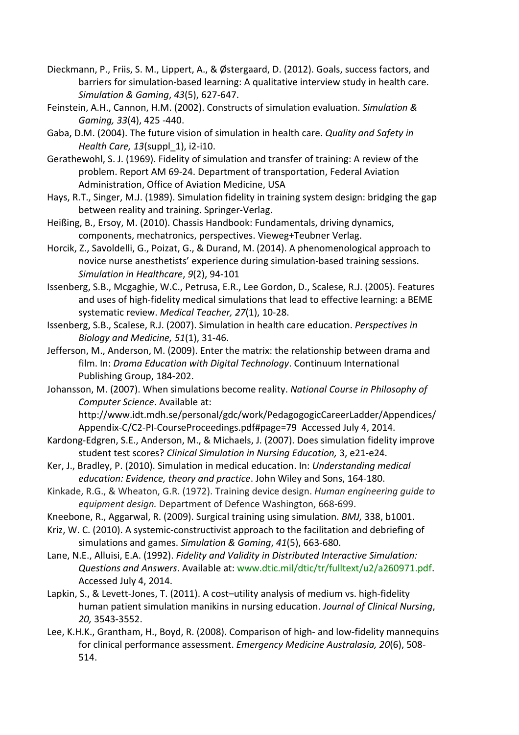Dieckmann, P., Friis, S. M., Lippert, A., & Østergaard, D. (2012). Goals, success factors, and barriers for simulation-based learning: A qualitative interview study in health care. *Simulation & Gaming*, *43*(5), 627-647.

Feinstein, A.H., Cannon, H.M. (2002). Constructs of simulation evaluation. *Simulation & Gaming, 33*(4), 425 -440.

Gaba, D.M. (2004). The future vision of simulation in health care. *Quality and Safety in Health Care, 13*(suppl_1), i2-i10.

Gerathewohl, S. J. (1969). Fidelity of simulation and transfer of training: A review of the problem. Report AM 69-24. Department of transportation, Federal Aviation Administration, Office of Aviation Medicine, USA

Hays, R.T., Singer, M.J. (1989). Simulation fidelity in training system design: bridging the gap between reality and training. Springer-Verlag.

Heißing, B., Ersoy, M. (2010). Chassis Handbook: Fundamentals, driving dynamics, components, mechatronics, perspectives. Vieweg+Teubner Verlag.

Horcik, Z., Savoldelli, G., Poizat, G., & Durand, M. (2014). A phenomenological approach to novice nurse anesthetists' experience during simulation-based training sessions. *Simulation in Healthcare*, *9*(2), 94-101

Issenberg, S.B., Mcgaghie, W.C., Petrusa, E.R., Lee Gordon, D., Scalese, R.J. (2005). Features and uses of high-fidelity medical simulations that lead to effective learning: a BEME systematic review. *Medical Teacher, 27*(1), 10-28.

Issenberg, S.B., Scalese, R.J. (2007). Simulation in health care education. *Perspectives in Biology and Medicine, 51*(1), 31-46.

Jefferson, M., Anderson, M. (2009). Enter the matrix: the relationship between drama and film. In: *Drama Education with Digital Technology*. Continuum International Publishing Group, 184-202.

Johansson, M. (2007). When simulations become reality. *National Course in Philosophy of Computer Science*. Available at: http://www.idt.mdh.se/personal/gdc/work/PedagogogicCareerLadder/Appendices/Appendix-C/C2-PI-CourseProceedings.pdf#page=79 Accessed July 4, 2014.

Kardong-Edgren, S.E., Anderson, M., & Michaels, J. (2007). Does simulation fidelity improve student test scores? *Clinical Simulation in Nursing Education,* 3, e21-e24.

Ker, J., Bradley, P. (2010). Simulation in medical education. In: *Understanding medical education: Evidence, theory and practice*. John Wiley and Sons, 164-180.

Kinkade, R.G., & Wheaton, G.R. (1972). Training device design. *Human engineering guide to equipment design.* Department of Defence Washington, 668-699.

Kneebone, R., Aggarwal, R. (2009). Surgical training using simulation. *BMJ,* 338, b1001.

Kriz, W. C. (2010). A systemic-constructivist approach to the facilitation and debriefing of simulations and games. *Simulation & Gaming*, *41*(5), 663-680.

Lane, N.E., Alluisi, E.A. (1992). *Fidelity and Validity in Distributed Interactive Simulation: Questions and Answers*. Available at: www.dtic.mil/dtic/tr/fulltext/u2/a260971.pdf. Accessed July 4, 2014.

Lapkin, S., & Levett-Jones, T. (2011). A cost–utility analysis of medium vs. high-fidelity human patient simulation manikins in nursing education. *Journal of Clinical Nursing*, *20,* 3543-3552.

Lee, K.H.K., Grantham, H., Boyd, R. (2008). Comparison of high- and low-fidelity mannequins for clinical performance assessment. *Emergency Medicine Australasia, 20*(6), 508-514.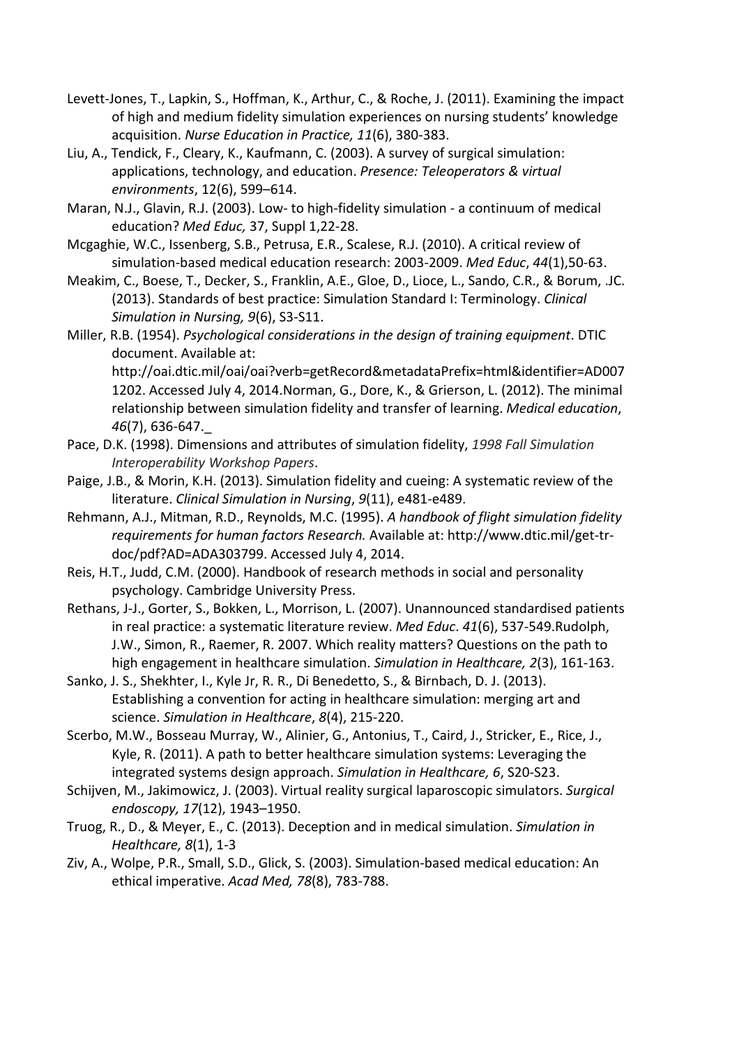Levett-Jones, T., Lapkin, S., Hoffman, K., Arthur, C., & Roche, J. (2011). Examining the impact of high and medium fidelity simulation experiences on nursing students' knowledge acquisition. *Nurse Education in Practice, 11*(6), 380-383.

Liu, A., Tendick, F., Cleary, K., Kaufmann, C. (2003). A survey of surgical simulation: applications, technology, and education. *Presence: Teleoperators & virtual environments*, 12(6), 599–614.

Maran, N.J., Glavin, R.J. (2003). Low- to high-fidelity simulation - a continuum of medical education? *Med Educ,* 37, Suppl 1,22-28.

Mcgaghie, W.C., Issenberg, S.B., Petrusa, E.R., Scalese, R.J. (2010). A critical review of simulation-based medical education research: 2003-2009. *Med Educ*, *44*(1),50-63.

Meakim, C., Boese, T., Decker, S., Franklin, A.E., Gloe, D., Lioce, L., Sando, C.R., & Borum, .JC. (2013). Standards of best practice: Simulation Standard I: Terminology. *Clinical Simulation in Nursing, 9*(6), S3-S11.

Miller, R.B. (1954). *Psychological considerations in the design of training equipment*. DTIC document. Available at: http://oai.dtic.mil/oai/oai?verb=getRecord&metadataPrefix=html&identifier=AD0071202. Accessed July 4, 2014.Norman, G., Dore, K., & Grierson, L. (2012). The minimal relationship between simulation fidelity and transfer of learning. *Medical education*, *46*(7), 636-647._

Pace, D.K. (1998). Dimensions and attributes of simulation fidelity, *1998 Fall Simulation Interoperability Workshop Papers*.

Paige, J.B., & Morin, K.H. (2013). Simulation fidelity and cueing: A systematic review of the literature. *Clinical Simulation in Nursing*, *9*(11), e481-e489.

Rehmann, A.J., Mitman, R.D., Reynolds, M.C. (1995). *A handbook of flight simulation fidelity requirements for human factors Research.* Available at: http://www.dtic.mil/get-tr-doc/pdf?AD=ADA303799. Accessed July 4, 2014.

Reis, H.T., Judd, C.M. (2000). Handbook of research methods in social and personality psychology. Cambridge University Press.

Rethans, J-J., Gorter, S., Bokken, L., Morrison, L. (2007). Unannounced standardised patients in real practice: a systematic literature review. *Med Educ*. *41*(6), 537-549.Rudolph, J.W., Simon, R., Raemer, R. 2007. Which reality matters? Questions on the path to high engagement in healthcare simulation. *Simulation in Healthcare, 2*(3), 161-163.

Sanko, J. S., Shekhter, I., Kyle Jr, R. R., Di Benedetto, S., & Birnbach, D. J. (2013). Establishing a convention for acting in healthcare simulation: merging art and science. *Simulation in Healthcare*, *8*(4), 215-220.

Scerbo, M.W., Bosseau Murray, W., Alinier, G., Antonius, T., Caird, J., Stricker, E., Rice, J., Kyle, R. (2011). A path to better healthcare simulation systems: Leveraging the integrated systems design approach. *Simulation in Healthcare, 6*, S20-S23.

Schijven, M., Jakimowicz, J. (2003). Virtual reality surgical laparoscopic simulators. *Surgical endoscopy, 17*(12), 1943–1950.

Truog, R., D., & Meyer, E., C. (2013). Deception and in medical simulation. *Simulation in Healthcare, 8*(1), 1-3

Ziv, A., Wolpe, P.R., Small, S.D., Glick, S. (2003). Simulation-based medical education: An ethical imperative. *Acad Med, 78*(8), 783-788.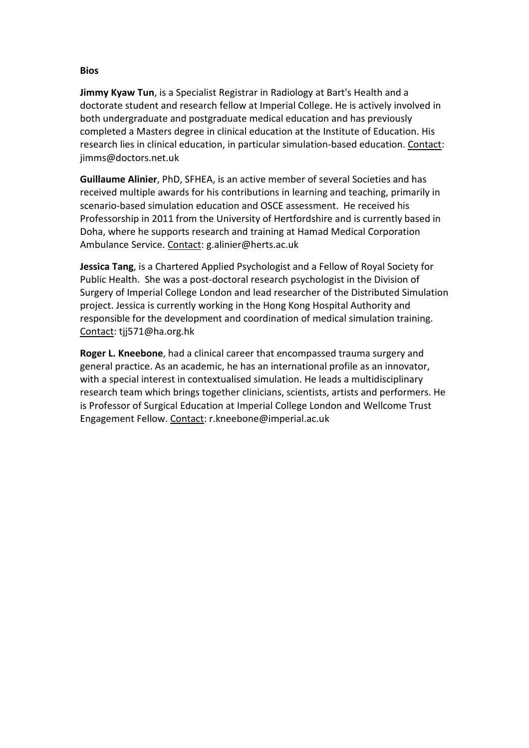**Bios**

**Jimmy Kyaw Tun**, is a Specialist Registrar in Radiology at Bart's Health and a doctorate student and research fellow at Imperial College. He is actively involved in both undergraduate and postgraduate medical education and has previously completed a Masters degree in clinical education at the Institute of Education. His research lies in clinical education, in particular simulation-based education. Contact: jimms@doctors.net.uk

**Guillaume Alinier**, PhD, SFHEA, is an active member of several Societies and has received multiple awards for his contributions in learning and teaching, primarily in scenario-based simulation education and OSCE assessment. He received his Professorship in 2011 from the University of Hertfordshire and is currently based in Doha, where he supports research and training at Hamad Medical Corporation Ambulance Service. Contact: g.alinier@herts.ac.uk

**Jessica Tang**, is a Chartered Applied Psychologist and a Fellow of Royal Society for Public Health. She was a post-doctoral research psychologist in the Division of Surgery of Imperial College London and lead researcher of the Distributed Simulation project. Jessica is currently working in the Hong Kong Hospital Authority and responsible for the development and coordination of medical simulation training. Contact: tjj571@ha.org.hk

**Roger L. Kneebone**, had a clinical career that encompassed trauma surgery and general practice. As an academic, he has an international profile as an innovator, with a special interest in contextualised simulation. He leads a multidisciplinary research team which brings together clinicians, scientists, artists and performers. He is Professor of Surgical Education at Imperial College London and Wellcome Trust Engagement Fellow. Contact: r.kneebone@imperial.ac.uk